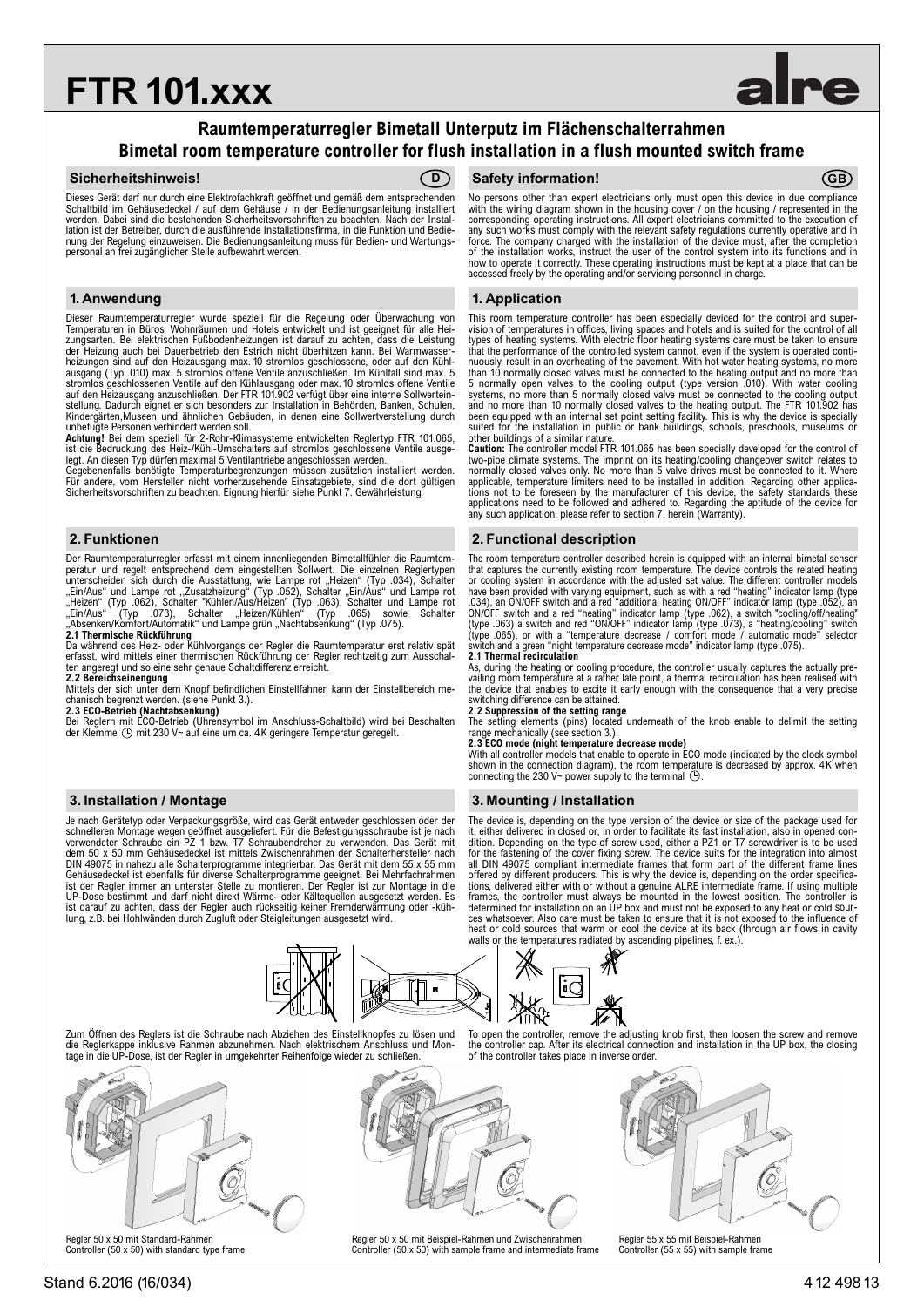# FTR 101.xxx

alre

## Raumtemperaturregler Bimetall Unterputz im Flächenschalterrahmen
## Bimetal room temperature controller for flush installation in a flush mounted switch frame

### Sicherheitshinweis! (D)

Dieses Gerät darf nur durch eine Elektrofachkraft geöffnet und gemäß dem entsprechenden Schaltbild im Gehäusedeckel / auf dem Gehäuse / in der Bedienungsanleitung installiert werden. Dabei sind die bestehenden Sicherheitsvorschriften zu beachten. Nach der Installation ist der Betreiber, durch die ausführende Installationsfirma, in die Funktion und Bedienung der Regelung einzuweisen. Die Bedienungsanleitung muss für Bedien- und Wartungspersonal an frei zugänglicher Stelle aufbewahrt werden.

### 1. Anwendung

Dieser Raumtemperaturregler wurde speziell für die Regelung oder Überwachung von Temperaturen in Büros, Wohnräumen und Hotels entwickelt und ist geeignet für alle Heizungsarten. Bei elektrischen Fußbodenheizungen ist darauf zu achten, dass die Leistung der Heizung auch bei Dauerbetrieb den Estrich nicht überhitzen kann. Bei Warmwasserheizungen sind auf den Heizausgang max. 10 stromlos geschlossene, oder auf den Kühlausgang (Typ .010) max. 5 stromlos offene Ventile anzuschließen. Im Kühlfall sind max. 5 stromlos geschlossenen Ventile auf den Kühlausgang oder max. 10 stromlos offene Ventile auf den Heizausgang anzuschließen. Der FTR 101.902 verfügt über eine interne Sollwerteinstellung. Dadurch eignet er sich besonders zur Installation in Behörden, Banken, Schulen, Kindergärten, Museen und ähnlichen Gebäuden, in denen eine Sollwertverstellung durch unbefugte Personen verhindert werden soll.

**Achtung!** Bei dem speziell für 2-Rohr-Klimasysteme entwickelten Reglertyp FTR 101.065, ist die Bedruckung des Heiz-/Kühl-Umschalters auf stromlos geschlossene Ventile ausgelegt. An diesen Typ dürfen maximal 5 Ventilantriebe angeschlossen werden.

Gegebenenfalls benötigte Temperaturbegrenzungen müssen zusätzlich installiert werden. Für andere, vom Hersteller nicht vorherzusehende Einsatzgebiete, sind die dort gültigen Sicherheitsvorschriften zu beachten. Eignung hierfür siehe Punkt 7. Gewährleistung.

### 2. Funktionen

Der Raumtemperaturregler erfasst mit einem innenliegenden Bimetallfühler die Raumtemperatur und regelt entsprechend dem eingestellten Sollwert. Die einzelnen Reglertypen unterscheiden sich durch die Ausstattung, wie Lampe rot „Heizen" (Typ .034), Schalter „Ein/Aus" und Lampe rot „Zusatzheizung" (Typ .052), Schalter „Ein/Aus" und Lampe rot „Heizen" (Typ .062), Schalter "Kühlen/Aus/Heizen" (Typ .063), Schalter und Lampe rot „Ein/Aus" (Typ .073), Schalter „Heizen/Kühlen" (Typ .065) sowie Schalter „Absenken/Komfort/Automatik" und Lampe grün „Nachtabsenkung" (Typ .075).

**2.1 Thermische Rückführung**
Da während des Heiz- oder Kühlvorgangs der Regler die Raumtemperatur erst relativ spät erfasst, wird mittels einer thermischen Rückführung der Regler rechtzeitig zum Ausschalten angeregt und so eine sehr genaue Schaltdifferenz erreicht.

**2.2 Bereichseinengung**
Mittels der sich unter dem Knopf befindlichen Einstellfahnen kann der Einstellbereich mechanisch begrenzt werden. (siehe Punkt 3.).

**2.3 ECO-Betrieb (Nachtabsenkung)**
Bei Reglern mit ECO-Betrieb (Uhrensymbol im Anschluss-Schaltbild) wird bei Beschalten der Klemme ◷ mit 230 V~ auf eine um ca. 4 K geringere Temperatur geregelt.

### 3. Installation / Montage

Je nach Gerätetyp oder Verpackungsgröße, wird das Gerät entweder geschlossen oder der schnelleren Montage wegen geöffnet ausgeliefert. Für die Befestigungsschraube ist je nach verwendeter Schraube ein PZ 1 bzw. T7 Schraubendreher zu verwenden. Das Gerät mit dem 50 x 50 mm Gehäusedeckel ist mittels Zwischenrahmen der Schalterhersteller nach DIN 49075 in nahezu alle Schalterprogramme integrierbar. Das Gerät mit dem 55 x 55 mm Gehäusedeckel ist ebenfalls für diverse Schalterprogramme geeignet. Bei Mehrfachrahmen ist der Regler immer an unterster Stelle zu montieren. Der Regler ist zur Montage in die UP-Dose bestimmt und darf nicht direkt Wärme- oder Kältequellen ausgesetzt werden. Es ist darauf zu achten, dass der Regler auch rückseitig keiner Fremderwärmung oder -kühlung, z.B. bei Hohlwänden durch Zugluft oder Steigleitungen ausgesetzt wird.

Zum Öffnen des Reglers ist die Schraube nach Abziehen des Einstellknopfes zu lösen und die Reglerkappe inklusive Rahmen abzunehmen. Nach elektrischem Anschluss und Montage in die UP-Dose, ist der Regler in umgekehrter Reihenfolge wieder zu schließen.

### Safety information! (GB)

No persons other than expert electricians only must open this device in due compliance with the wiring diagram shown in the housing cover / on the housing / represented in the corresponding operating instructions. All expert electricians committed to the execution of any such works must comply with the relevant safety regulations currently operative and in force. The company charged with the installation of the device must, after the completion of the installation works, instruct the user of the control system into its functions and in how to operate it correctly. These operating instructions must be kept at a place that can be accessed freely by the operating and/or servicing personnel in charge.

### 1. Application

This room temperature controller has been especially deviced for the control and supervision of temperatures in offices, living spaces and hotels and is suited for the control of all types of heating systems. With electric floor heating systems care must be taken to ensure that the performance of the controlled system cannot, even if the system is operated continuously, result in an overheating of the pavement. With hot water heating systems, no more than 10 normally closed valves must be connected to the heating output and no more than 5 normally open valves to the cooling output (type version .010). With water cooling systems, no more than 5 normally closed valve must be connected to the cooling output and no more than 10 normally closed valves to the heating output. The FTR 101.902 has been equipped with an internal set point setting facility. This is why the device is specially suited for the installation in public or bank buildings, schools, preschools, museums or other buildings of a similar nature.

**Caution:** The controller model FTR 101.065 has been specially developed for the control of two-pipe climate systems. The imprint on its heating/cooling changeover switch relates to normally closed valves only. No more than 5 valve drives must be connected to it. Where applicable, temperature limiters need to be installed in addition. Regarding other applications not to be foreseen by the manufacturer of this device, the safety standards these applications need to be followed and adhered to. Regarding the aptitude of the device for any such application, please refer to section 7. herein (Warranty).

### 2. Functional description

The room temperature controller described herein is equipped with an internal bimetal sensor that captures the currently existing room temperature. The device controls the related heating or cooling system in accordance with the adjusted set value. The different controller models have been provided with varying equipment, such as with a red "heating" indicator lamp (type .034), an ON/OFF switch and a red "additional heating ON/OFF" indicator lamp (type .052), an ON/OFF switch and a red "heating" indicator lamp (type .062), a switch "cooling/off/heating" (type .063) a switch and red "ON/OFF" indicator lamp (type .073), a "heating/cooling" switch (type .065), or with a "temperature decrease / comfort mode / automatic mode" selector switch and a green "night temperature decrease mode" indicator lamp (type .075).

**2.1 Thermal recirculation**
As, during the heating or cooling procedure, the controller usually captures the actually prevailing room temperature at a rather late point, a thermal recirculation has been realised with the device that enables to excite it early enough with the consequence that a very precise switching difference can be attained.

**2.2 Suppression of the setting range**
The setting elements (pins) located underneath of the knob enable to delimit the setting range mechanically (see section 3.).

**2.3 ECO mode (night temperature decrease mode)**
With all controller models that enable to operate in ECO mode (indicated by the clock symbol shown in the connection diagram), the room temperature is decreased by approx. 4 K when connecting the 230 V~ power supply to the terminal ◷.

### 3. Mounting / Installation

The device is, depending on the type version of the device or size of the package used for it, either delivered in closed or, in order to facilitate its fast installation, also in opened condition. Depending on the type of screw used, either a PZ1 or T7 screwdriver is to be used for the fastening of the cover fixing screw. The device suits for the integration into almost all DIN 49075 compliant intermediate frames that form part of the different frame lines offered by different producers. This is why the device is, depending on the order specifications, delivered either with or without a genuine ALRE intermediate frame. If using multiple frames, the controller must always be mounted in the lowest position. The controller is determined for installation on an UP box and must not be exposed to any heat or cold sources whatsoever. Also care must be taken to ensure that it is not exposed to the influence of heat or cold sources that warm or cool the device at its back (through air flows in cavity walls or the temperatures radiated by ascending pipelines, f. ex.).

To open the controller, remove the adjusting knob first, then loosen the screw and remove the controller cap. After its electrical connection and installation in the UP box, the closing of the controller takes place in inverse order.

Regler 50 x 50 mit Standard-Rahmen
Controller (50 x 50) with standard type frame

Regler 50 x 50 mit Beispiel-Rahmen und Zwischenrahmen
Controller (50 x 50) with sample frame and intermediate frame

Regler 55 x 55 mit Beispiel-Rahmen
Controller (55 x 55) with sample frame

Stand 6.2016 (16/034) 4 12 498 13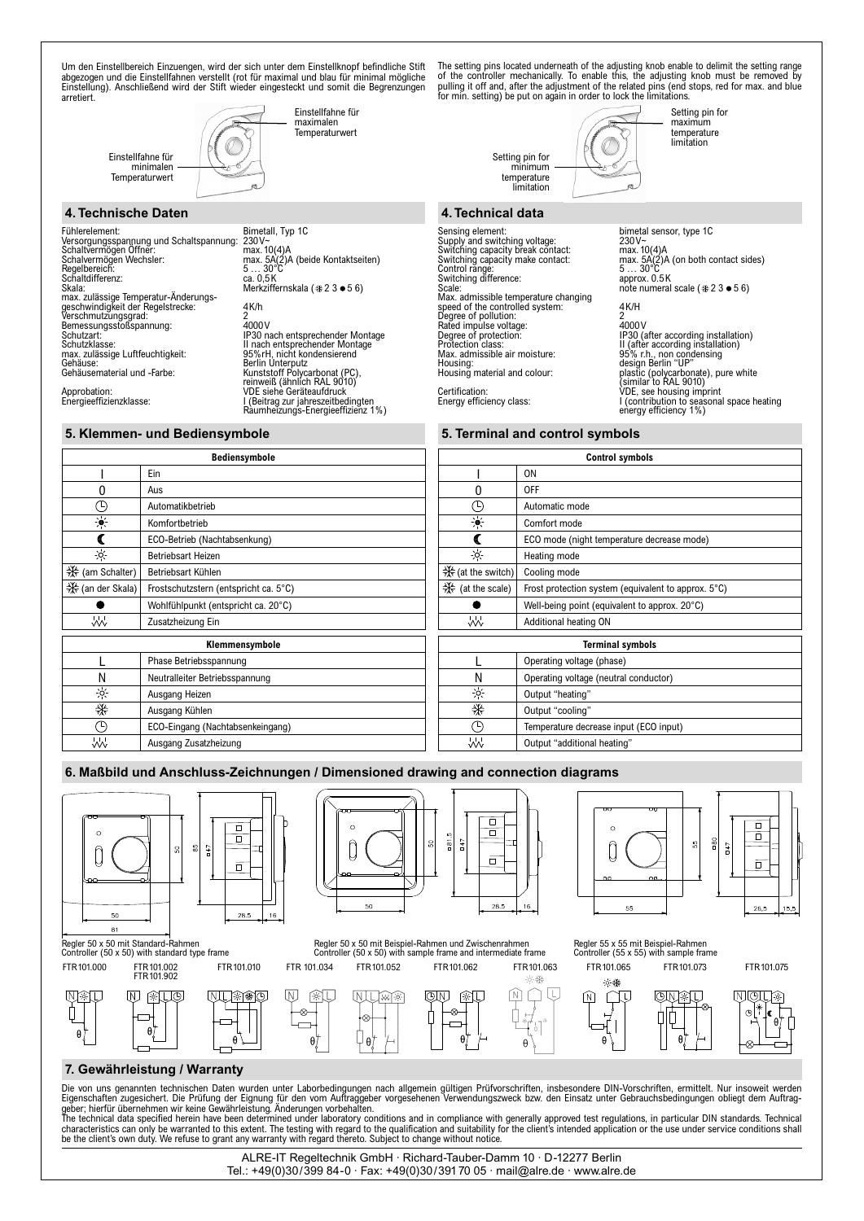Um den Einstellbereich Einzuengen, wird der sich unter dem Einstellknopf befindliche Stift abgezogen und die Einstellfahnen verstellt (rot für maximal und blau für minimal mögliche Einstellung). Anschließend wird der Stift wieder eingesteckt und somit die Begrenzungen arretiert.

Einstellfahne für maximalen Temperaturwert

Einstellfahne für minimalen Temperaturwert

## 4. Technische Daten

| | |
|---|---|
| Fühlerelement: | Bimetall, Typ 1C |
| Versorgungsspannung und Schaltspannung: | 230V~ |
| Schaltvermögen Öffner: | max. 10(4)A |
| Schalvermögen Wechsler: | max. 5A(2)A (beide Kontaktseiten) |
| Regelbereich: | 5 … 30°C |
| Schaltdifferenz: | ca. 0,5K |
| Skala: | Merkziffernskala (❄ 2 3 ● 5 6) |
| max. zulässige Temperatur-Änderungsgeschwindigkeit der Regelstrecke: | 4K/h |
| Verschmutzungsgrad: | 2 |
| Bemessungsstoßspannung: | 4000V |
| Schutzart: | IP30 nach entsprechender Montage |
| Schutzklasse: | II nach entsprechender Montage |
| max. zulässige Luftfeuchtigkeit: | 95%rH, nicht kondensierend |
| Gehäuse: | Berlin Unterputz |
| Gehäusematerial und -Farbe: | Kunststoff Polycarbonat (PC), reinweiß (ähnlich RAL 9010) |
| Approbation: | VDE siehe Geräteaufdruck |
| Energieeffizienzklasse: | I (Beitrag zur jahreszeitbedingten Raumheizungs-Energieeffizienz 1%) |

## 5. Klemmen- und Bediensymbole

| Bediensymbole | |
|---|---|
| I | Ein |
| 0 | Aus |
| ◷ | Automatikbetrieb |
| ☀ | Komfortbetrieb |
| ☾ | ECO-Betrieb (Nachtabsenkung) |
| ☼ | Betriebsart Heizen |
| ❄ (am Schalter) | Betriebsart Kühlen |
| ❄ (an der Skala) | Frostschutzstern (entspricht ca. 5°C) |
| ● | Wohlfühlpunkt (entspricht ca. 20°C) |
| ⩫ | Zusatzheizung Ein |

| Klemmensymbole | |
|---|---|
| L | Phase Betriebsspannung |
| N | Neutralleiter Betriebsspannung |
| ☼ | Ausgang Heizen |
| ❄ | Ausgang Kühlen |
| ◷ | ECO-Eingang (Nachtabsenkeingang) |
| ⩫ | Ausgang Zusatzheizung |

The setting pins located underneath of the adjusting knob enable to delimit the setting range of the controller mechanically. To enable this, the adjusting knob must be removed by pulling it off and, after the adjustment of the related pins (end stops, red for max. and blue for min. setting) be put on again in order to lock the limitations.

Setting pin for maximum temperature limitation

Setting pin for minimum temperature limitation

## 4. Technical data

| | |
|---|---|
| Sensing element: | bimetal sensor, type 1C |
| Supply and switching voltage: | 230V~ |
| Switching capacity break contact: | max. 10(4)A |
| Switching capacity make contact: | max. 5A(2)A (on both contact sides) |
| Control range: | 5 … 30°C |
| Switching difference: | approx. 0.5K |
| Scale: | note numeral scale (❄ 2 3 ● 5 6) |
| Max. admissible temperature changing speed of the controlled system: | 4K/H |
| Degree of pollution: | 2 |
| Rated impulse voltage: | 4000V |
| Degree of protection: | IP30 (after according installation) |
| Protection class: | II (after according installation) |
| Max. admissible air moisture: | 95% r.h., non condensing |
| Housing: | design Berlin "UP" |
| Housing material and colour: | plastic (polycarbonate), pure white (similar to RAL 9010) |
| Certification: | VDE, see housing imprint |
| Energy efficiency class: | I (contribution to seasonal space heating energy efficiency 1%) |

## 5. Terminal and control symbols

| Control symbols | |
|---|---|
| I | ON |
| 0 | OFF |
| ◷ | Automatic mode |
| ☀ | Comfort mode |
| ☾ | ECO mode (night temperature decrease mode) |
| ☼ | Heating mode |
| ❄ (at the switch) | Cooling mode |
| ❄ (at the scale) | Frost protection system (equivalent to approx. 5°C) |
| ● | Well-being point (equivalent to approx. 20°C) |
| ⩫ | Additional heating ON |

| Terminal symbols | |
|---|---|
| L | Operating voltage (phase) |
| N | Operating voltage (neutral conductor) |
| ☼ | Output "heating" |
| ❄ | Output "cooling" |
| ◷ | Temperature decrease input (ECO input) |
| ⩫ | Output "additional heating" |

## 6. Maßbild und Anschluss-Zeichnungen / Dimensioned drawing and connection diagrams

Regler 50 x 50 mit Standard-Rahmen
Controller (50 x 50) with standard type frame

Regler 50 x 50 mit Beispiel-Rahmen und Zwischenrahmen
Controller (50 x 50) with sample frame and intermediate frame

Regler 55 x 55 mit Beispiel-Rahmen
Controller (55 x 55) with sample frame

FTR101.000 FTR101.002 FTR101.902 FTR101.010 FTR 101.034 FTR101.052 FTR101.062 FTR101.063 FTR101.065 FTR101.073 FTR101.075

## 7. Gewährleistung / Warranty

Die von uns genannten technischen Daten wurden unter Laborbedingungen nach allgemein gültigen Prüfvorschriften, insbesondere DIN-Vorschriften, ermittelt. Nur insoweit werden Eigenschaften zugesichert. Die Prüfung der Eignung für den vom Auftraggeber vorgesehenen Verwendungszweck bzw. den Einsatz unter Gebrauchsbedingungen obliegt dem Auftraggeber; hierfür übernehmen wir keine Gewährleistung. Änderungen vorbehalten.

The technical data specified herein have been determined under laboratory conditions and in compliance with generally approved test regulations, in particular DIN standards. Technical characteristics can only be warranted to this extent. The testing with regard to the qualification and suitability for the client's intended application or the use under service conditions shall be the client's own duty. We refuse to grant any warranty with regard thereto. Subject to change without notice.

ALRE-IT Regeltechnik GmbH · Richard-Tauber-Damm 10 · D-12277 Berlin
Tel.: +49(0)30/399 84-0 · Fax: +49(0)30/391 70 05 · mail@alre.de · www.alre.de